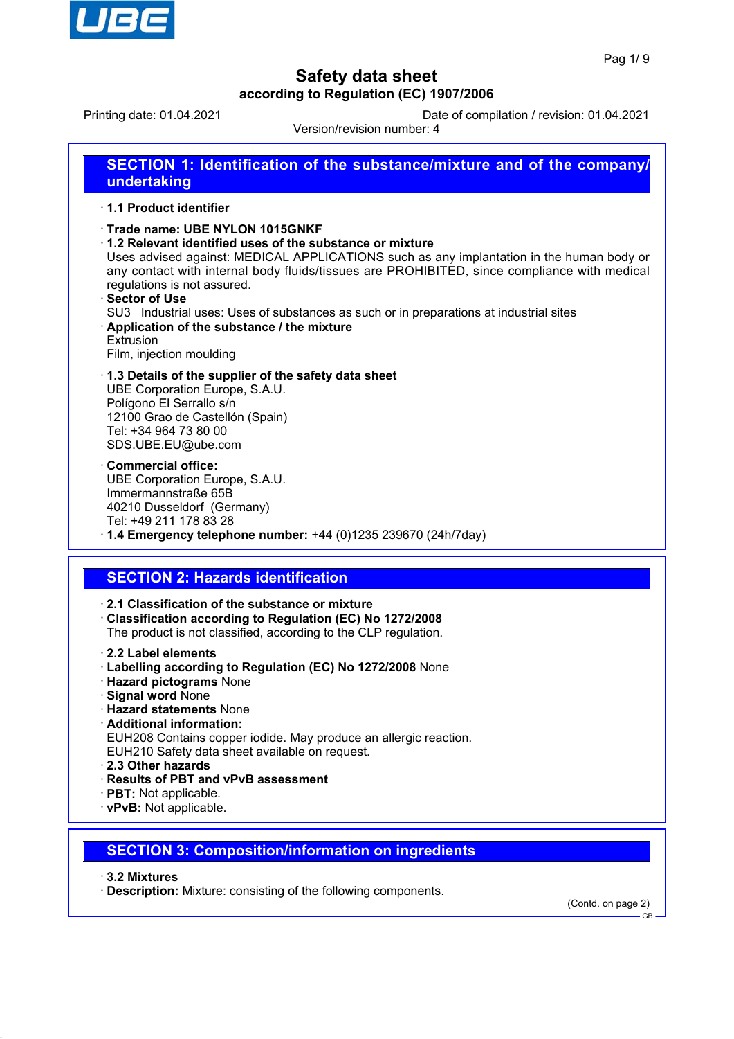# Safety data sheet

**according to Regulation (EC) 1907/2006**

Printing date: 01.04.2021 Date of compilation / revision: 01.04.2021

Version/revision number: 4

## SECTION 1: Identification of the substance/mixture and of the company/undertaking

· **1.1 Product identifier**

· **Trade name: UBE NYLON 1015GNKF**

· **1.2 Relevant identified uses of the substance or mixture**

Uses advised against: MEDICAL APPLICATIONS such as any implantation in the human body or any contact with internal body fluids/tissues are PROHIBITED, since compliance with medical regulations is not assured.

· **Sector of Use**

SU3 Industrial uses: Uses of substances as such or in preparations at industrial sites

· **Application of the substance / the mixture**

Extrusion

Film, injection moulding

· **1.3 Details of the supplier of the safety data sheet**

UBE Corporation Europe, S.A.U.
Polígono El Serrallo s/n
12100 Grao de Castellón (Spain)
Tel: +34 964 73 80 00
SDS.UBE.EU@ube.com

· **Commercial office:**

UBE Corporation Europe, S.A.U.
Immermannstraße 65B
40210 Dusseldorf (Germany)
Tel: +49 211 178 83 28

· **1.4 Emergency telephone number:** +44 (0)1235 239670 (24h/7day)

## SECTION 2: Hazards identification

· **2.1 Classification of the substance or mixture**

· **Classification according to Regulation (EC) No 1272/2008**

The product is not classified, according to the CLP regulation.

· **2.2 Label elements**

· **Labelling according to Regulation (EC) No 1272/2008** None

· **Hazard pictograms** None

· **Signal word** None

· **Hazard statements** None

· **Additional information:**

EUH208 Contains copper iodide. May produce an allergic reaction.

EUH210 Safety data sheet available on request.

· **2.3 Other hazards**

· **Results of PBT and vPvB assessment**

· **PBT:** Not applicable.

· **vPvB:** Not applicable.

## SECTION 3: Composition/information on ingredients

· **3.2 Mixtures**

· **Description:** Mixture: consisting of the following components.

(Contd. on page 2)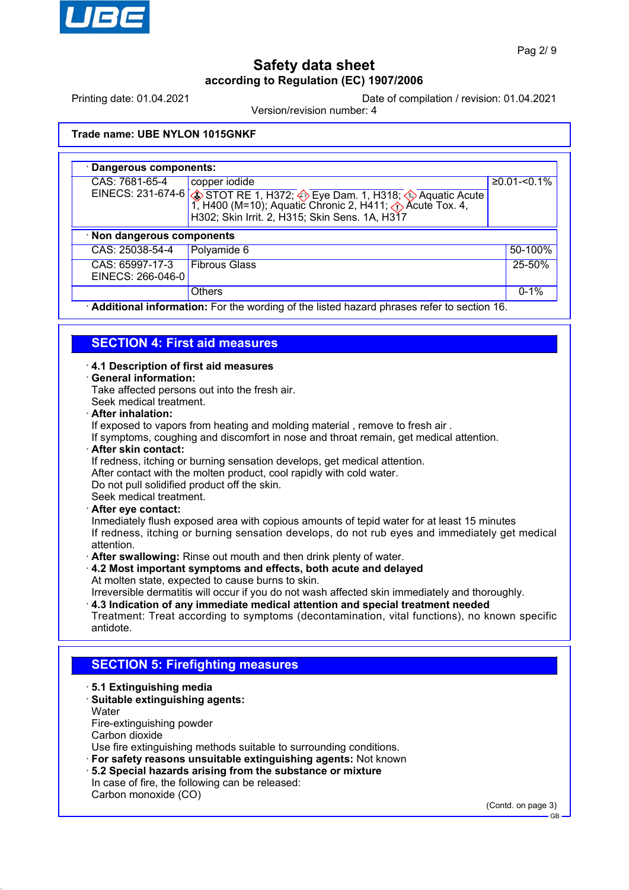**Trade name: UBE NYLON 1015GNKF**

· **Dangerous components:**

| | | |
|---|---|---|
| CAS: 7681-65-4<br>EINECS: 231-674-6 | copper iodide<br>STOT RE 1, H372; Eye Dam. 1, H318; Aquatic Acute 1, H400 (M=10); Aquatic Chronic 2, H411; Acute Tox. 4, H302; Skin Irrit. 2, H315; Skin Sens. 1A, H317 | ≥0.01-<0.1% |

· **Non dangerous components**

| | | |
|---|---|---|
| CAS: 25038-54-4 | Polyamide 6 | 50-100% |
| CAS: 65997-17-3<br>EINECS: 266-046-0 | Fibrous Glass | 25-50% |
| | Others | 0-1% |

· **Additional information:** For the wording of the listed hazard phrases refer to section 16.

## SECTION 4: First aid measures

· **4.1 Description of first aid measures**
· **General information:**
Take affected persons out into the fresh air.
Seek medical treatment.
· **After inhalation:**
If exposed to vapors from heating and molding material , remove to fresh air .
If symptoms, coughing and discomfort in nose and throat remain, get medical attention.
· **After skin contact:**
If redness, itching or burning sensation develops, get medical attention.
After contact with the molten product, cool rapidly with cold water.
Do not pull solidified product off the skin.
Seek medical treatment.
· **After eye contact:**
Inmediately flush exposed area with copious amounts of tepid water for at least 15 minutes
If redness, itching or burning sensation develops, do not rub eyes and immediately get medical attention.
· **After swallowing:** Rinse out mouth and then drink plenty of water.
· **4.2 Most important symptoms and effects, both acute and delayed**
At molten state, expected to cause burns to skin.
Irreversible dermatitis will occur if you do not wash affected skin immediately and thoroughly.
· **4.3 Indication of any immediate medical attention and special treatment needed**
Treatment: Treat according to symptoms (decontamination, vital functions), no known specific antidote.

## SECTION 5: Firefighting measures

· **5.1 Extinguishing media**
· **Suitable extinguishing agents:**
Water
Fire-extinguishing powder
Carbon dioxide
Use fire extinguishing methods suitable to surrounding conditions.
· **For safety reasons unsuitable extinguishing agents:** Not known
· **5.2 Special hazards arising from the substance or mixture**
In case of fire, the following can be released:
Carbon monoxide (CO)

(Contd. on page 3)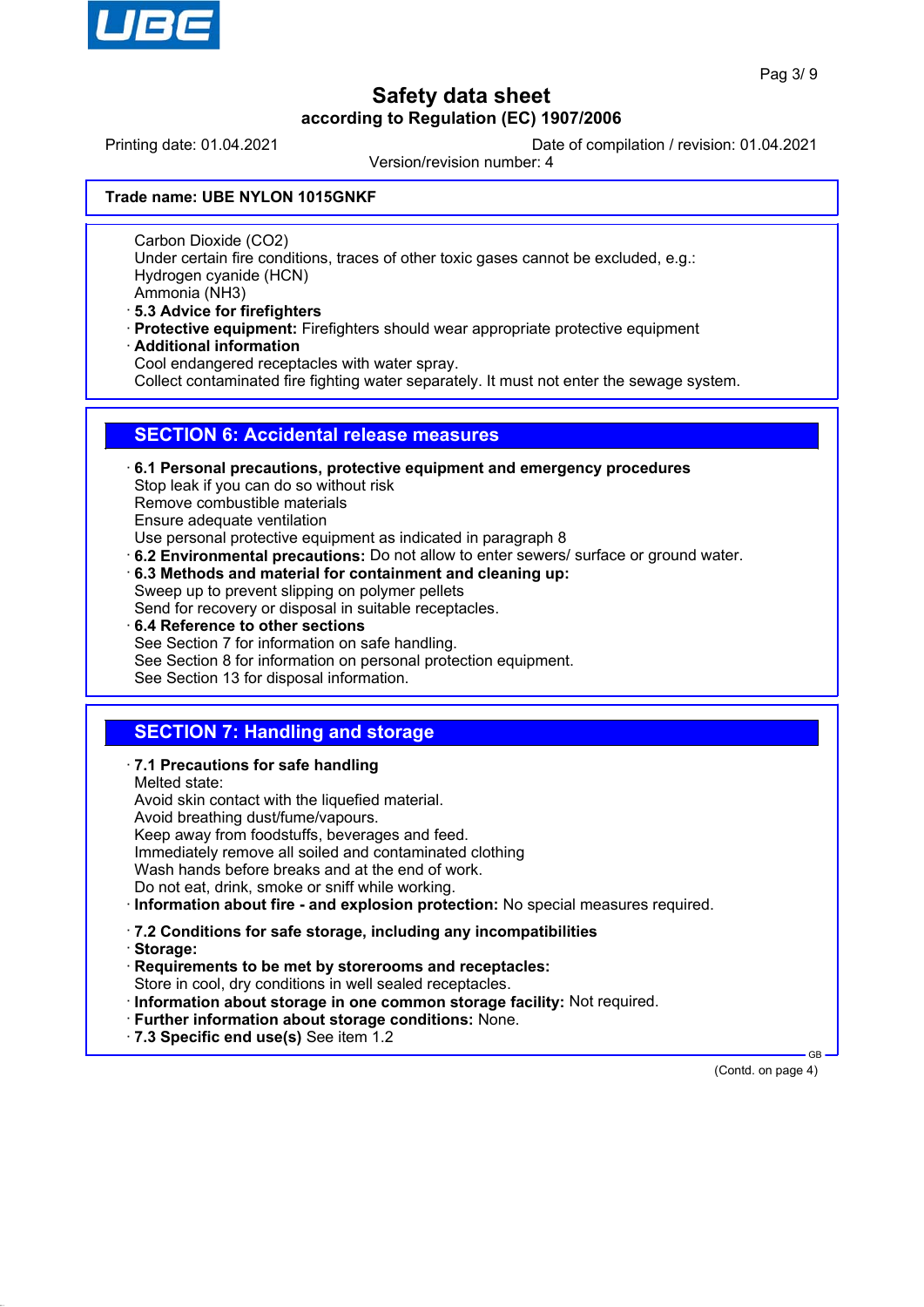Carbon Dioxide ($CO_2$)
Under certain fire conditions, traces of other toxic gases cannot be excluded, e.g.:
Hydrogen cyanide (HCN)
Ammonia ($NH_3$)

· **5.3 Advice for firefighters**
· **Protective equipment:** Firefighters should wear appropriate protective equipment
· **Additional information**
Cool endangered receptacles with water spray.
Collect contaminated fire fighting water separately. It must not enter the sewage system.

## SECTION 6: Accidental release measures

· **6.1 Personal precautions, protective equipment and emergency procedures**
Stop leak if you can do so without risk
Remove combustible materials
Ensure adequate ventilation
Use personal protective equipment as indicated in paragraph 8
· **6.2 Environmental precautions:** Do not allow to enter sewers/ surface or ground water.
· **6.3 Methods and material for containment and cleaning up:**
Sweep up to prevent slipping on polymer pellets
Send for recovery or disposal in suitable receptacles.
· **6.4 Reference to other sections**
See Section 7 for information on safe handling.
See Section 8 for information on personal protection equipment.
See Section 13 for disposal information.

## SECTION 7: Handling and storage

· **7.1 Precautions for safe handling**
Melted state:
Avoid skin contact with the liquefied material.
Avoid breathing dust/fume/vapours.
Keep away from foodstuffs, beverages and feed.
Immediately remove all soiled and contaminated clothing
Wash hands before breaks and at the end of work.
Do not eat, drink, smoke or sniff while working.
· **Information about fire - and explosion protection:** No special measures required.

· **7.2 Conditions for safe storage, including any incompatibilities**
· **Storage:**
· **Requirements to be met by storerooms and receptacles:**
Store in cool, dry conditions in well sealed receptacles.
· **Information about storage in one common storage facility:** Not required.
· **Further information about storage conditions:** None.
· **7.3 Specific end use(s)** See item 1.2

(Contd. on page 4)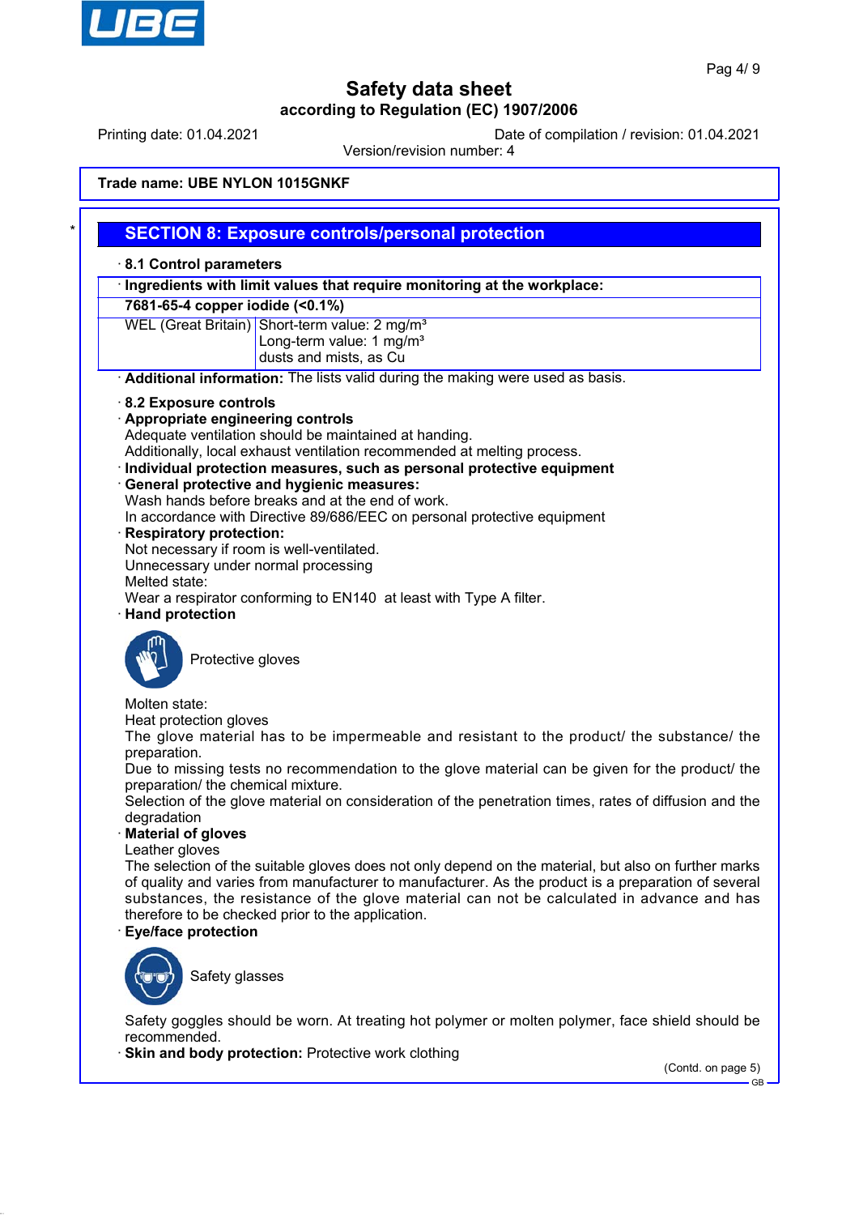Safety data sheet
according to Regulation (EC) 1907/2006

Printing date: 01.04.2021 | Date of compilation / revision: 01.04.2021
Version/revision number: 4

**Trade name: UBE NYLON 1015GNKF**

## SECTION 8: Exposure controls/personal protection

· **8.1 Control parameters**

| · **Ingredients with limit values that require monitoring at the workplace:** | |
|---|---|
| **7681-65-4 copper iodide (<0.1%)** | |
| WEL (Great Britain) | Short-term value: 2 mg/m³<br>Long-term value: 1 mg/m³<br>dusts and mists, as Cu |

· **Additional information:** The lists valid during the making were used as basis.

· **8.2 Exposure controls**

· **Appropriate engineering controls**
Adequate ventilation should be maintained at handing.
Additionally, local exhaust ventilation recommended at melting process.

· **Individual protection measures, such as personal protective equipment**

· **General protective and hygienic measures:**
Wash hands before breaks and at the end of work.
In accordance with Directive 89/686/EEC on personal protective equipment

· **Respiratory protection:**
Not necessary if room is well-ventilated.
Unnecessary under normal processing
Melted state:
Wear a respirator conforming to EN140 at least with Type A filter.

· **Hand protection**

Protective gloves

Molten state:
Heat protection gloves
The glove material has to be impermeable and resistant to the product/ the substance/ the preparation.
Due to missing tests no recommendation to the glove material can be given for the product/ the preparation/ the chemical mixture.
Selection of the glove material on consideration of the penetration times, rates of diffusion and the degradation

· **Material of gloves**
Leather gloves
The selection of the suitable gloves does not only depend on the material, but also on further marks of quality and varies from manufacturer to manufacturer. As the product is a preparation of several substances, the resistance of the glove material can not be calculated in advance and has therefore to be checked prior to the application.

· **Eye/face protection**

Safety glasses

Safety goggles should be worn. At treating hot polymer or molten polymer, face shield should be recommended.

· **Skin and body protection:** Protective work clothing

(Contd. on page 5)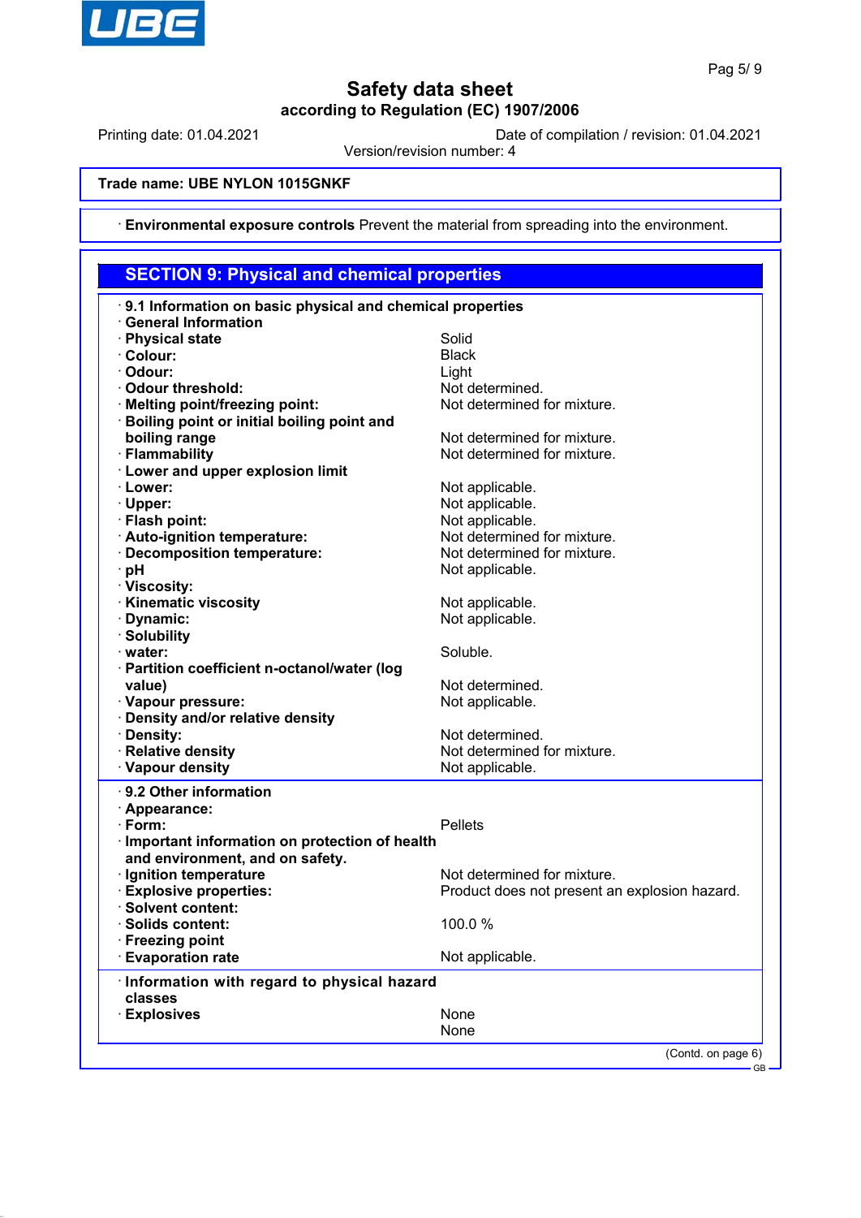# Safety data sheet
## according to Regulation (EC) 1907/2006

Printing date: 01.04.2021 | Date of compilation / revision: 01.04.2021
Version/revision number: 4

**Trade name: UBE NYLON 1015GNKF**

· **Environmental exposure controls** Prevent the material from spreading into the environment.

## SECTION 9: Physical and chemical properties

· **9.1 Information on basic physical and chemical properties**
· **General Information**

| | |
|---|---|
| · **Physical state** | Solid |
| · **Colour:** | Black |
| · **Odour:** | Light |
| · **Odour threshold:** | Not determined. |
| · **Melting point/freezing point:** | Not determined for mixture. |
| · **Boiling point or initial boiling point and boiling range** | Not determined for mixture. |
| · **Flammability** | Not determined for mixture. |
| · **Lower and upper explosion limit** | |
| · **Lower:** | Not applicable. |
| · **Upper:** | Not applicable. |
| · **Flash point:** | Not applicable. |
| · **Auto-ignition temperature:** | Not determined for mixture. |
| · **Decomposition temperature:** | Not determined for mixture. |
| · **pH** | Not applicable. |
| · **Viscosity:** | |
| · **Kinematic viscosity** | Not applicable. |
| · **Dynamic:** | Not applicable. |
| · **Solubility** | |
| · **water:** | Soluble. |
| · **Partition coefficient n-octanol/water (log value)** | Not determined. |
| · **Vapour pressure:** | Not applicable. |
| · **Density and/or relative density** | |
| · **Density:** | Not determined. |
| · **Relative density** | Not determined for mixture. |
| · **Vapour density** | Not applicable. |

· **9.2 Other information**

| | |
|---|---|
| · **Appearance:** | |
| · **Form:** | Pellets |
| · **Important information on protection of health and environment, and on safety.** | |
| · **Ignition temperature** | Not determined for mixture. |
| · **Explosive properties:** | Product does not present an explosion hazard. |
| · **Solvent content:** | |
| · **Solids content:** | 100.0 % |
| · **Freezing point** | |
| · **Evaporation rate** | Not applicable. |

· **Information with regard to physical hazard classes**

| | |
|---|---|
| · **Explosives** | None |
| | None |

(Contd. on page 6)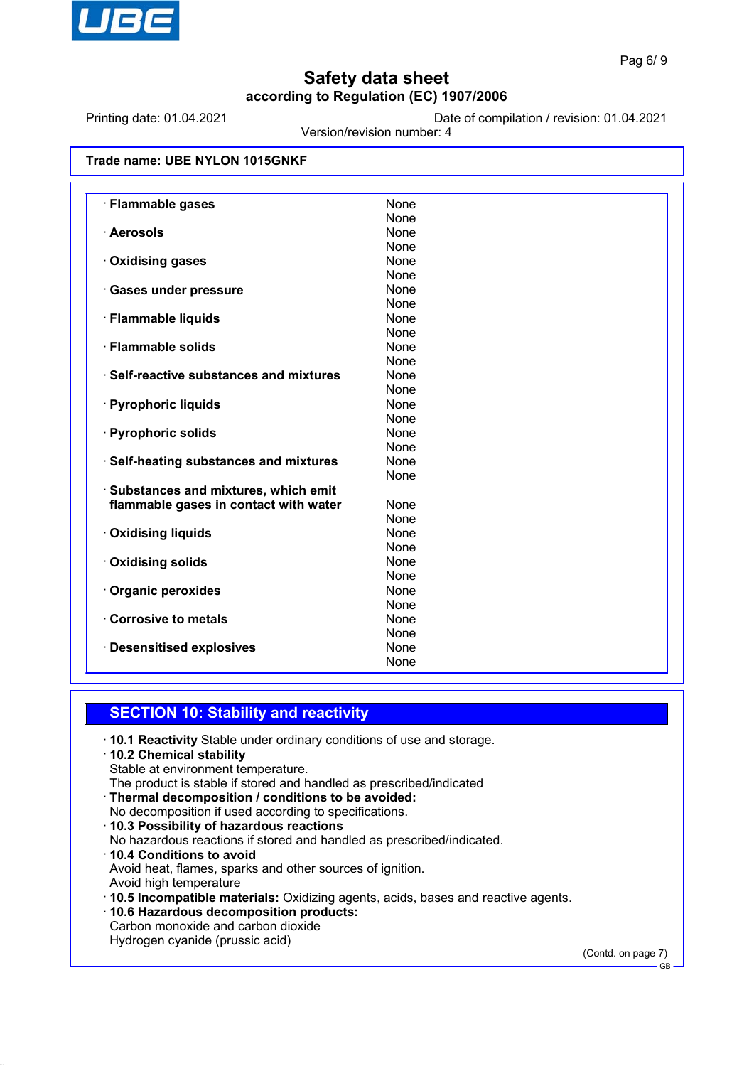Safety data sheet

according to Regulation (EC) 1907/2006

Printing date: 01.04.2021 Date of compilation / revision: 01.04.2021

Version/revision number: 4

**Trade name: UBE NYLON 1015GNKF**

| | |
|---|---|
| · **Flammable gases** | None |
| | None |
| · **Aerosols** | None |
| | None |
| · **Oxidising gases** | None |
| | None |
| · **Gases under pressure** | None |
| | None |
| · **Flammable liquids** | None |
| | None |
| · **Flammable solids** | None |
| | None |
| · **Self-reactive substances and mixtures** | None |
| | None |
| · **Pyrophoric liquids** | None |
| | None |
| · **Pyrophoric solids** | None |
| | None |
| · **Self-heating substances and mixtures** | None |
| | None |
| · **Substances and mixtures, which emit flammable gases in contact with water** | None |
| | None |
| · **Oxidising liquids** | None |
| | None |
| · **Oxidising solids** | None |
| | None |
| · **Organic peroxides** | None |
| | None |
| · **Corrosive to metals** | None |
| | None |
| · **Desensitised explosives** | None |
| | None |

## SECTION 10: Stability and reactivity

· **10.1 Reactivity** Stable under ordinary conditions of use and storage.

· **10.2 Chemical stability**
Stable at environment temperature.
The product is stable if stored and handled as prescribed/indicated

· **Thermal decomposition / conditions to be avoided:**
No decomposition if used according to specifications.

· **10.3 Possibility of hazardous reactions**
No hazardous reactions if stored and handled as prescribed/indicated.

· **10.4 Conditions to avoid**
Avoid heat, flames, sparks and other sources of ignition.
Avoid high temperature

· **10.5 Incompatible materials:** Oxidizing agents, acids, bases and reactive agents.

· **10.6 Hazardous decomposition products:**
Carbon monoxide and carbon dioxide
Hydrogen cyanide (prussic acid)

(Contd. on page 7)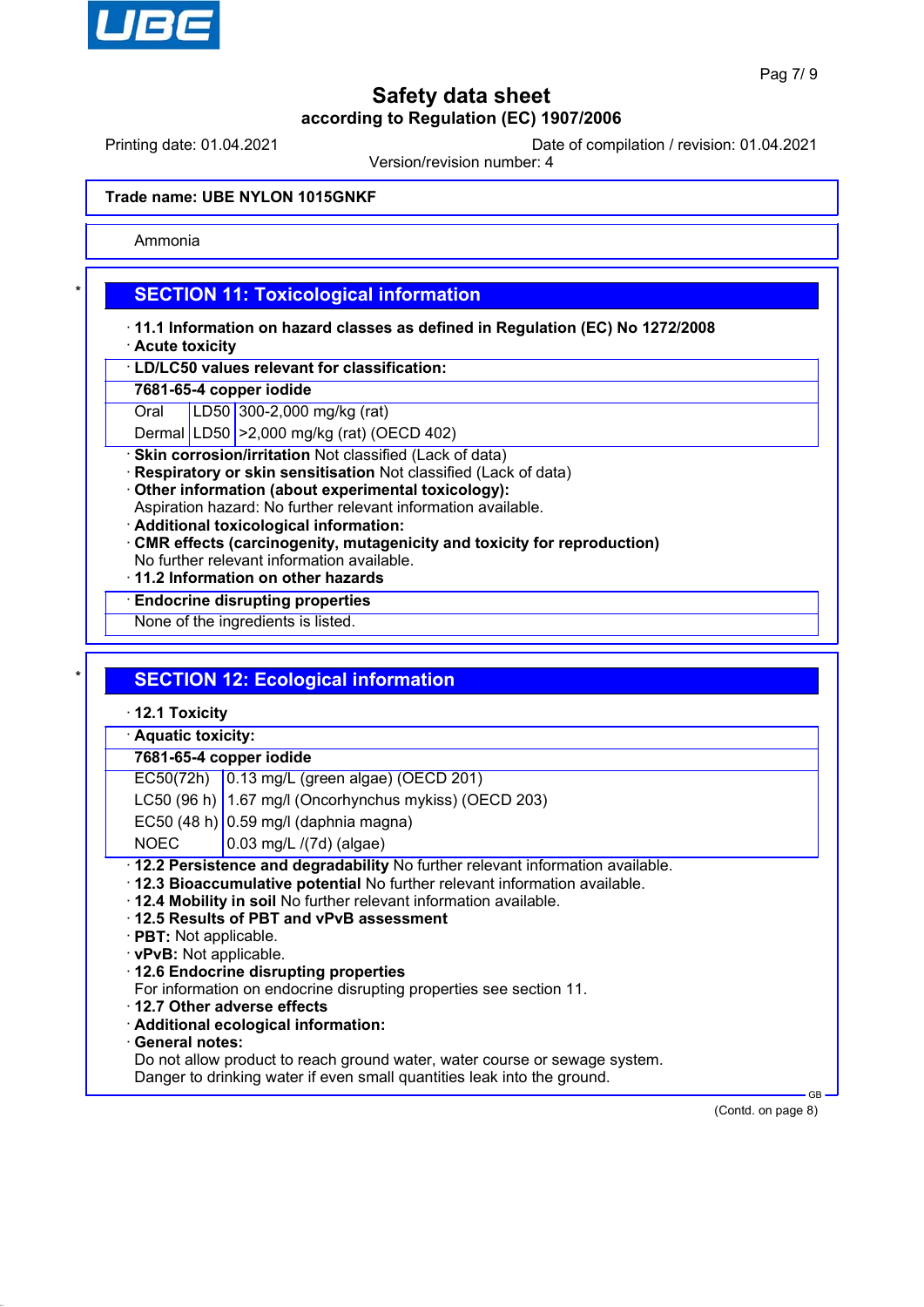Trade name: UBE NYLON 1015GNKF

Ammonia

## SECTION 11: Toxicological information

· **11.1 Information on hazard classes as defined in Regulation (EC) No 1272/2008**
· **Acute toxicity**

· **LD/LC50 values relevant for classification:**

**7681-65-4 copper iodide**

| | | |
|---|---|---|
| Oral | LD50 | 300-2,000 mg/kg (rat) |
| Dermal | LD50 | >2,000 mg/kg (rat) (OECD 402) |

· **Skin corrosion/irritation** Not classified (Lack of data)
· **Respiratory or skin sensitisation** Not classified (Lack of data)
· **Other information (about experimental toxicology):**
Aspiration hazard: No further relevant information available.
· **Additional toxicological information:**
· **CMR effects (carcinogenity, mutagenicity and toxicity for reproduction)**
No further relevant information available.
· **11.2 Information on other hazards**

· **Endocrine disrupting properties**
None of the ingredients is listed.

## SECTION 12: Ecological information

· **12.1 Toxicity**

· **Aquatic toxicity:**

**7681-65-4 copper iodide**

| | |
|---|---|
| EC50(72h) | 0.13 mg/L (green algae) (OECD 201) |
| LC50 (96 h) | 1.67 mg/l (Oncorhynchus mykiss) (OECD 203) |
| EC50 (48 h) | 0.59 mg/l (daphnia magna) |
| NOEC | 0.03 mg/L /(7d) (algae) |

· **12.2 Persistence and degradability** No further relevant information available.
· **12.3 Bioaccumulative potential** No further relevant information available.
· **12.4 Mobility in soil** No further relevant information available.
· **12.5 Results of PBT and vPvB assessment**
· **PBT:** Not applicable.
· **vPvB:** Not applicable.
· **12.6 Endocrine disrupting properties**
For information on endocrine disrupting properties see section 11.
· **12.7 Other adverse effects**
· **Additional ecological information:**
· **General notes:**
Do not allow product to reach ground water, water course or sewage system.
Danger to drinking water if even small quantities leak into the ground.

(Contd. on page 8)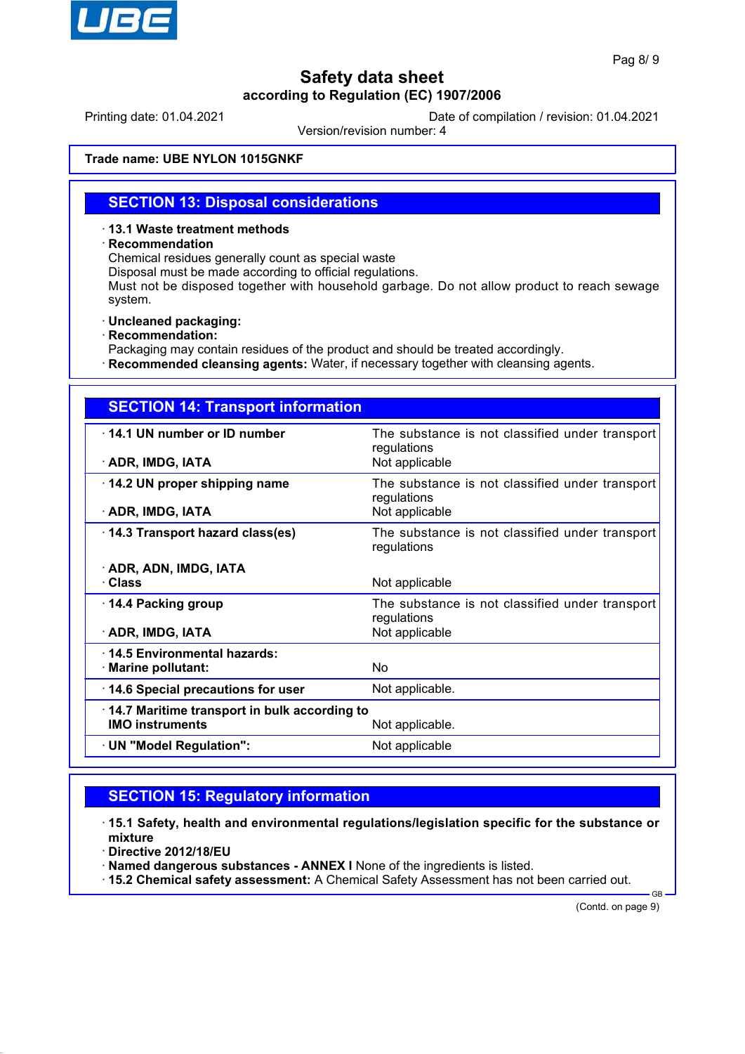**Trade name: UBE NYLON 1015GNKF**

## SECTION 13: Disposal considerations

· **13.1 Waste treatment methods**
· **Recommendation**
Chemical residues generally count as special waste
Disposal must be made according to official regulations.
Must not be disposed together with household garbage. Do not allow product to reach sewage system.

· **Uncleaned packaging:**
· **Recommendation:**
Packaging may contain residues of the product and should be treated accordingly.
· **Recommended cleansing agents:** Water, if necessary together with cleansing agents.

## SECTION 14: Transport information

| | |
|---|---|
| · **14.1 UN number or ID number** | The substance is not classified under transport regulations |
| · **ADR, IMDG, IATA** | Not applicable |
| · **14.2 UN proper shipping name** | The substance is not classified under transport regulations |
| · **ADR, IMDG, IATA** | Not applicable |
| · **14.3 Transport hazard class(es)** | The substance is not classified under transport regulations |
| · **ADR, ADN, IMDG, IATA** | |
| · **Class** | Not applicable |
| · **14.4 Packing group** | The substance is not classified under transport regulations |
| · **ADR, IMDG, IATA** | Not applicable |
| · **14.5 Environmental hazards:** | |
| · **Marine pollutant:** | No |
| · **14.6 Special precautions for user** | Not applicable. |
| · **14.7 Maritime transport in bulk according to IMO instruments** | Not applicable. |
| · **UN "Model Regulation":** | Not applicable |

## SECTION 15: Regulatory information

· **15.1 Safety, health and environmental regulations/legislation specific for the substance or mixture**
· **Directive 2012/18/EU**
· **Named dangerous substances - ANNEX I** None of the ingredients is listed.
· **15.2 Chemical safety assessment:** A Chemical Safety Assessment has not been carried out.

(Contd. on page 9)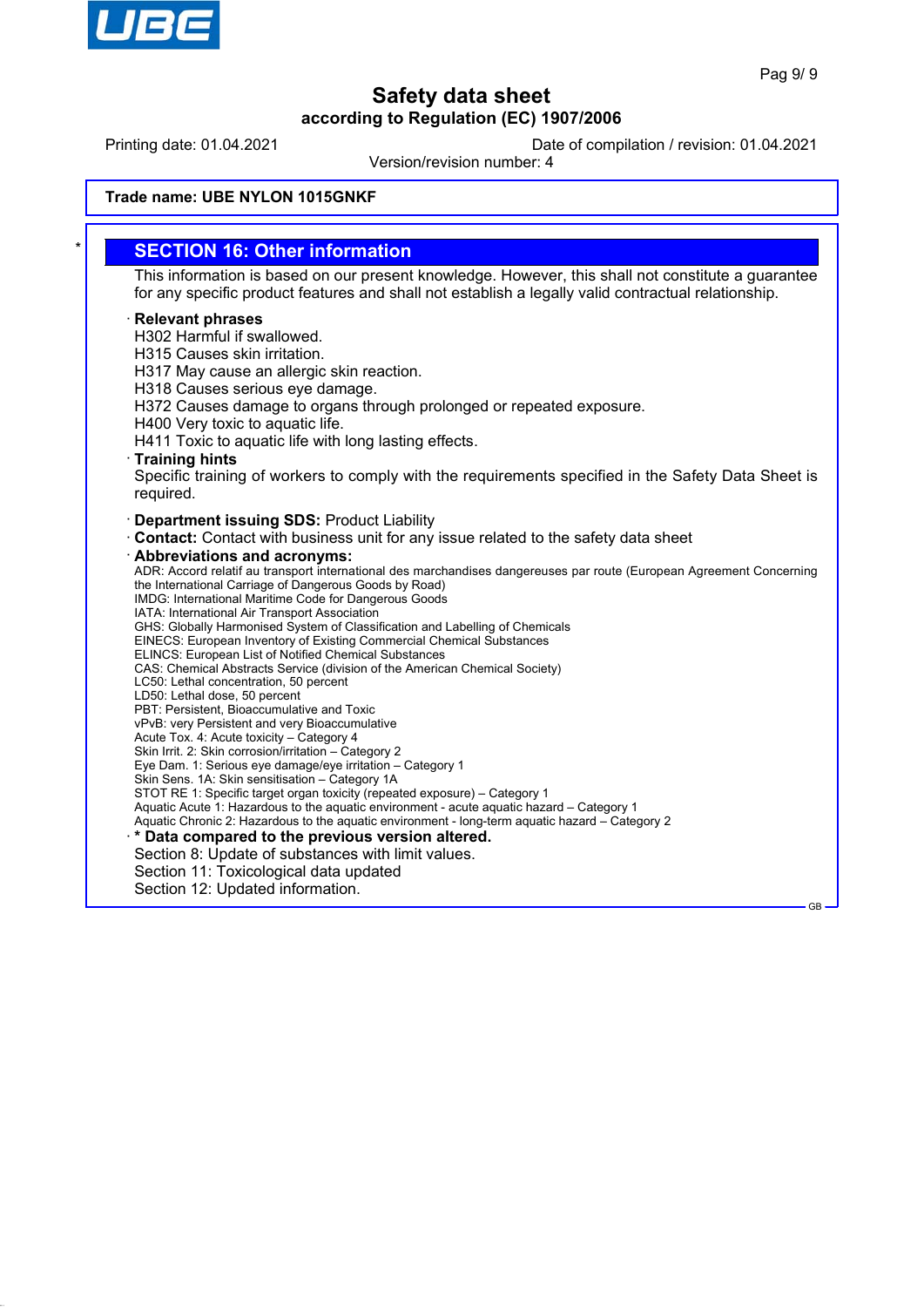Safety data sheet

according to Regulation (EC) 1907/2006

Printing date: 01.04.2021 Date of compilation / revision: 01.04.2021

Version/revision number: 4

**Trade name: UBE NYLON 1015GNKF**

## SECTION 16: Other information

This information is based on our present knowledge. However, this shall not constitute a guarantee for any specific product features and shall not establish a legally valid contractual relationship.

· **Relevant phrases**
H302 Harmful if swallowed.
H315 Causes skin irritation.
H317 May cause an allergic skin reaction.
H318 Causes serious eye damage.
H372 Causes damage to organs through prolonged or repeated exposure.
H400 Very toxic to aquatic life.
H411 Toxic to aquatic life with long lasting effects.

· **Training hints**
Specific training of workers to comply with the requirements specified in the Safety Data Sheet is required.

· **Department issuing SDS:** Product Liability
· **Contact:** Contact with business unit for any issue related to the safety data sheet
· **Abbreviations and acronyms:**
ADR: Accord relatif au transport international des marchandises dangereuses par route (European Agreement Concerning the International Carriage of Dangerous Goods by Road)
IMDG: International Maritime Code for Dangerous Goods
IATA: International Air Transport Association
GHS: Globally Harmonised System of Classification and Labelling of Chemicals
EINECS: European Inventory of Existing Commercial Chemical Substances
ELINCS: European List of Notified Chemical Substances
CAS: Chemical Abstracts Service (division of the American Chemical Society)
LC50: Lethal concentration, 50 percent
LD50: Lethal dose, 50 percent
PBT: Persistent, Bioaccumulative and Toxic
vPvB: very Persistent and very Bioaccumulative
Acute Tox. 4: Acute toxicity – Category 4
Skin Irrit. 2: Skin corrosion/irritation – Category 2
Eye Dam. 1: Serious eye damage/eye irritation – Category 1
Skin Sens. 1A: Skin sensitisation – Category 1A
STOT RE 1: Specific target organ toxicity (repeated exposure) – Category 1
Aquatic Acute 1: Hazardous to the aquatic environment - acute aquatic hazard – Category 1
Aquatic Chronic 2: Hazardous to the aquatic environment - long-term aquatic hazard – Category 2

· *** Data compared to the previous version altered.**
Section 8: Update of substances with limit values.
Section 11: Toxicological data updated
Section 12: Updated information.